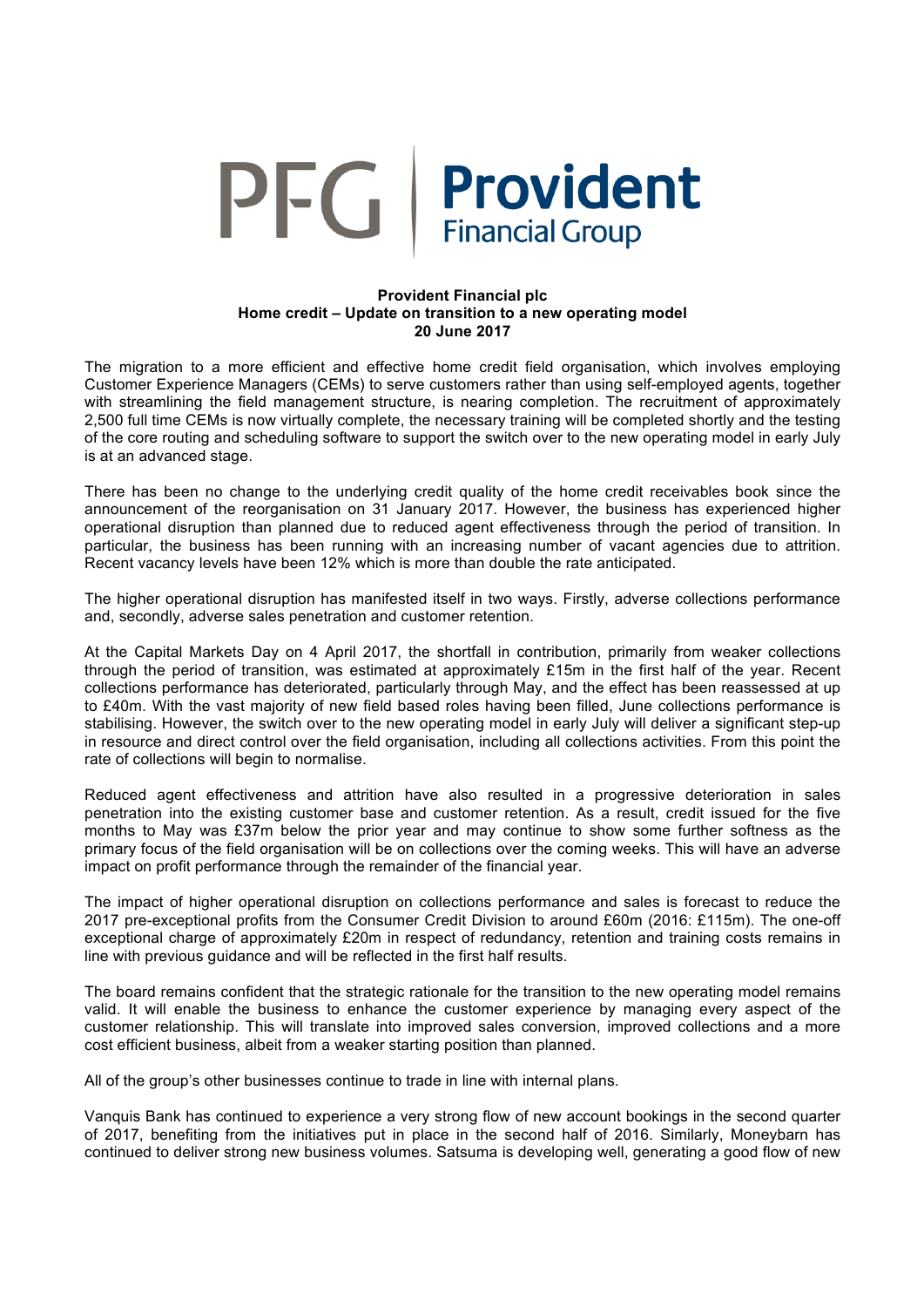PFG | **Provident** Financial Group

**Provident Financial plc**
**Home credit – Update on transition to a new operating model**
**20 June 2017**

The migration to a more efficient and effective home credit field organisation, which involves employing Customer Experience Managers (CEMs) to serve customers rather than using self-employed agents, together with streamlining the field management structure, is nearing completion. The recruitment of approximately 2,500 full time CEMs is now virtually complete, the necessary training will be completed shortly and the testing of the core routing and scheduling software to support the switch over to the new operating model in early July is at an advanced stage.

There has been no change to the underlying credit quality of the home credit receivables book since the announcement of the reorganisation on 31 January 2017. However, the business has experienced higher operational disruption than planned due to reduced agent effectiveness through the period of transition. In particular, the business has been running with an increasing number of vacant agencies due to attrition. Recent vacancy levels have been 12% which is more than double the rate anticipated.

The higher operational disruption has manifested itself in two ways. Firstly, adverse collections performance and, secondly, adverse sales penetration and customer retention.

At the Capital Markets Day on 4 April 2017, the shortfall in contribution, primarily from weaker collections through the period of transition, was estimated at approximately £15m in the first half of the year. Recent collections performance has deteriorated, particularly through May, and the effect has been reassessed at up to £40m. With the vast majority of new field based roles having been filled, June collections performance is stabilising. However, the switch over to the new operating model in early July will deliver a significant step-up in resource and direct control over the field organisation, including all collections activities. From this point the rate of collections will begin to normalise.

Reduced agent effectiveness and attrition have also resulted in a progressive deterioration in sales penetration into the existing customer base and customer retention. As a result, credit issued for the five months to May was £37m below the prior year and may continue to show some further softness as the primary focus of the field organisation will be on collections over the coming weeks. This will have an adverse impact on profit performance through the remainder of the financial year.

The impact of higher operational disruption on collections performance and sales is forecast to reduce the 2017 pre-exceptional profits from the Consumer Credit Division to around £60m (2016: £115m). The one-off exceptional charge of approximately £20m in respect of redundancy, retention and training costs remains in line with previous guidance and will be reflected in the first half results.

The board remains confident that the strategic rationale for the transition to the new operating model remains valid. It will enable the business to enhance the customer experience by managing every aspect of the customer relationship. This will translate into improved sales conversion, improved collections and a more cost efficient business, albeit from a weaker starting position than planned.

All of the group's other businesses continue to trade in line with internal plans.

Vanquis Bank has continued to experience a very strong flow of new account bookings in the second quarter of 2017, benefiting from the initiatives put in place in the second half of 2016. Similarly, Moneybarn has continued to deliver strong new business volumes. Satsuma is developing well, generating a good flow of new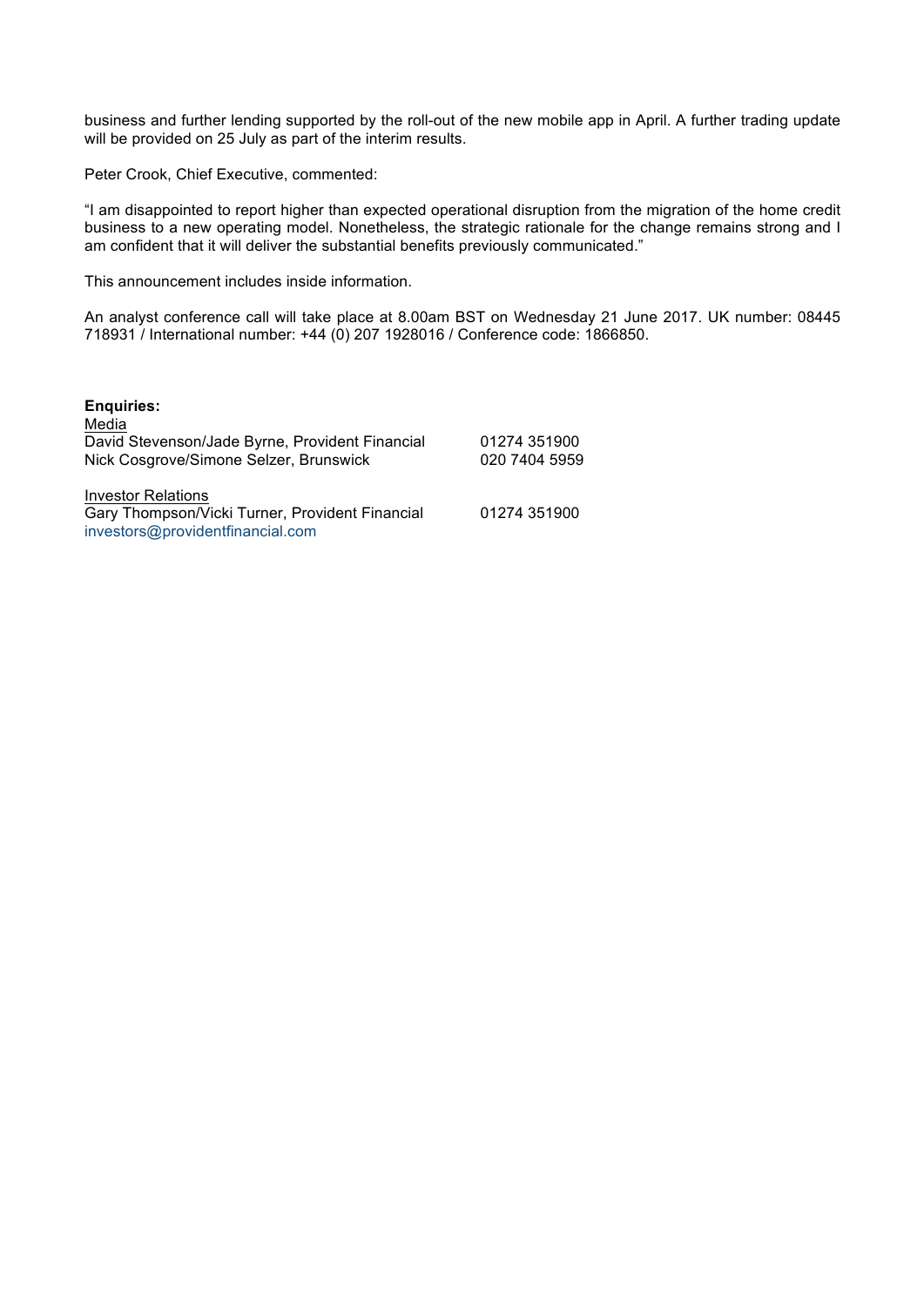business and further lending supported by the roll-out of the new mobile app in April. A further trading update will be provided on 25 July as part of the interim results.

Peter Crook, Chief Executive, commented:

"I am disappointed to report higher than expected operational disruption from the migration of the home credit business to a new operating model. Nonetheless, the strategic rationale for the change remains strong and I am confident that it will deliver the substantial benefits previously communicated."

This announcement includes inside information.

An analyst conference call will take place at 8.00am BST on Wednesday 21 June 2017. UK number: 08445 718931 / International number: +44 (0) 207 1928016 / Conference code: 1866850.

**Enquiries:**

| | |
|---|---|
| Media | |
| David Stevenson/Jade Byrne, Provident Financial | 01274 351900 |
| Nick Cosgrove/Simone Selzer, Brunswick | 020 7404 5959 |
| | |
| Investor Relations | |
| Gary Thompson/Vicki Turner, Provident Financial | 01274 351900 |
| investors@providentfinancial.com | |